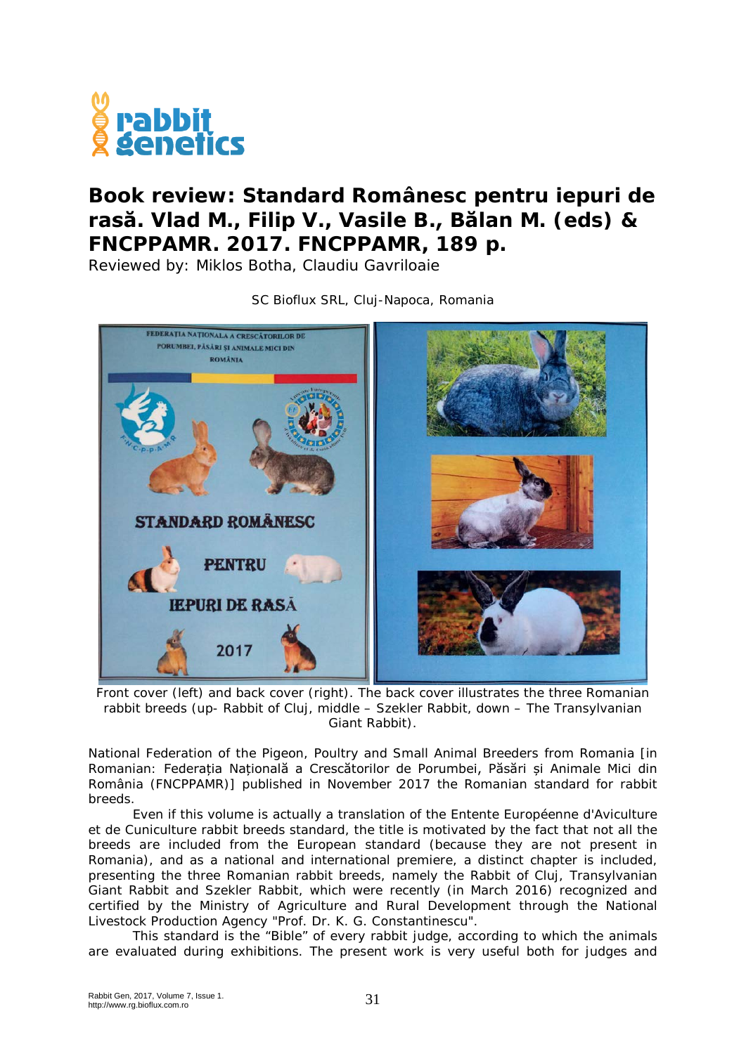# Book review: Standard Românesc pentru iepuri de rasă. Vlad M., Filip V., Vasile B., Bălan M. (eds) & FNCPPAMR. 2017. FNCPPAMR, 189 p.

Reviewed by: Miklos Botha, Claudiu Gavriloaie

SC Bioflux SRL, Cluj-Napoca, Romania

Front cover (left) and back cover (right). The back cover illustrates the three Romanian rabbit breeds (up- Rabbit of Cluj, middle – Szekler Rabbit, down – The Transylvanian Giant Rabbit).

National Federation of the Pigeon, Poultry and Small Animal Breeders from Romania [in Romanian: Federația Națională a Crescătorilor de Porumbei, Păsări și Animale Mici din România (FNCPPAMR)] published in November 2017 the Romanian standard for rabbit breeds.

Even if this volume is actually a translation of the Entente Européenne d'Aviculture et de Cuniculture rabbit breeds standard, the title is motivated by the fact that not all the breeds are included from the European standard (because they are not present in Romania), and as a national and international premiere, a distinct chapter is included, presenting the three Romanian rabbit breeds, namely the Rabbit of Cluj, Transylvanian Giant Rabbit and Szekler Rabbit, which were recently (in March 2016) recognized and certified by the Ministry of Agriculture and Rural Development through the National Livestock Production Agency "Prof. Dr. K. G. Constantinescu".

This standard is the "Bible" of every rabbit judge, according to which the animals are evaluated during exhibitions. The present work is very useful both for judges and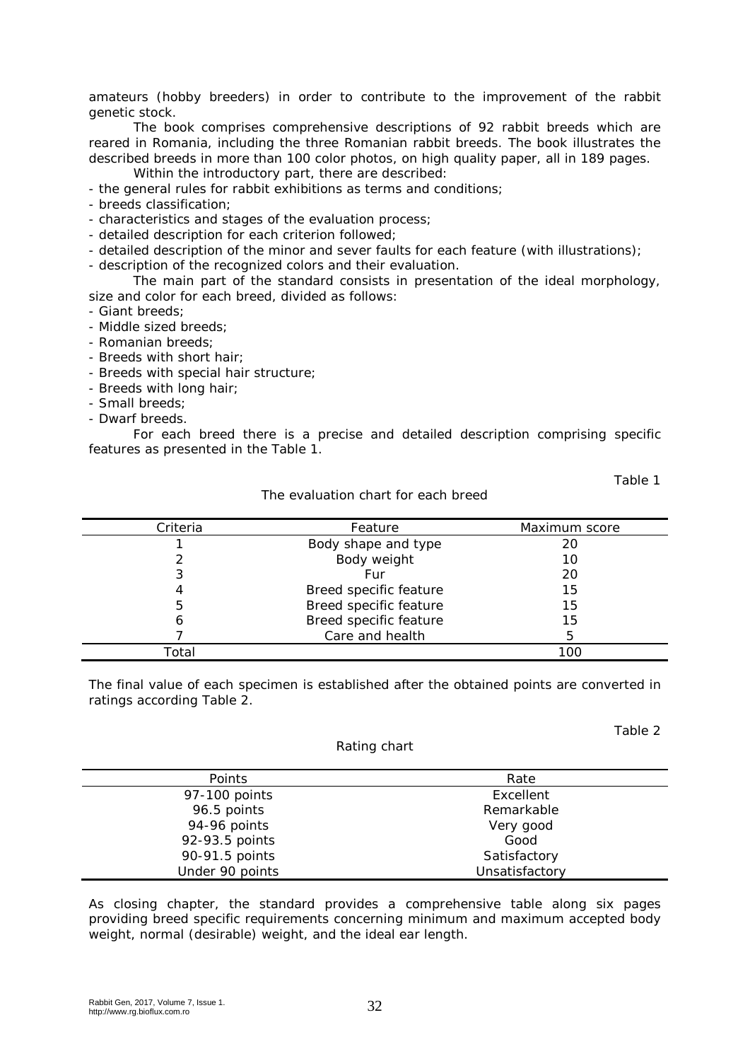amateurs (hobby breeders) in order to contribute to the improvement of the rabbit genetic stock.

The book comprises comprehensive descriptions of 92 rabbit breeds which are reared in Romania, including the three Romanian rabbit breeds. The book illustrates the described breeds in more than 100 color photos, on high quality paper, all in 189 pages.

Within the introductory part, there are described:

- the general rules for rabbit exhibitions as terms and conditions;
- breeds classification;
- characteristics and stages of the evaluation process;
- detailed description for each criterion followed;
- detailed description of the minor and sever faults for each feature (with illustrations);
- description of the recognized colors and their evaluation.

The main part of the standard consists in presentation of the ideal morphology, size and color for each breed, divided as follows:

- Giant breeds;
- Middle sized breeds;
- Romanian breeds;
- Breeds with short hair;
- Breeds with special hair structure;
- Breeds with long hair;
- Small breeds;
- Dwarf breeds.

For each breed there is a precise and detailed description comprising specific features as presented in the Table 1.

Table 1

The evaluation chart for each breed

| Criteria | Feature | Maximum score |
|---|---|---|
| 1 | Body shape and type | 20 |
| 2 | Body weight | 10 |
| 3 | Fur | 20 |
| 4 | Breed specific feature | 15 |
| 5 | Breed specific feature | 15 |
| 6 | Breed specific feature | 15 |
| 7 | Care and health | 5 |
| Total | | 100 |

The final value of each specimen is established after the obtained points are converted in ratings according Table 2.

Table 2

Rating chart

| Points | Rate |
|---|---|
| 97-100 points | Excellent |
| 96.5 points | Remarkable |
| 94-96 points | Very good |
| 92-93.5 points | Good |
| 90-91.5 points | Satisfactory |
| Under 90 points | Unsatisfactory |

As closing chapter, the standard provides a comprehensive table along six pages providing breed specific requirements concerning minimum and maximum accepted body weight, normal (desirable) weight, and the ideal ear length.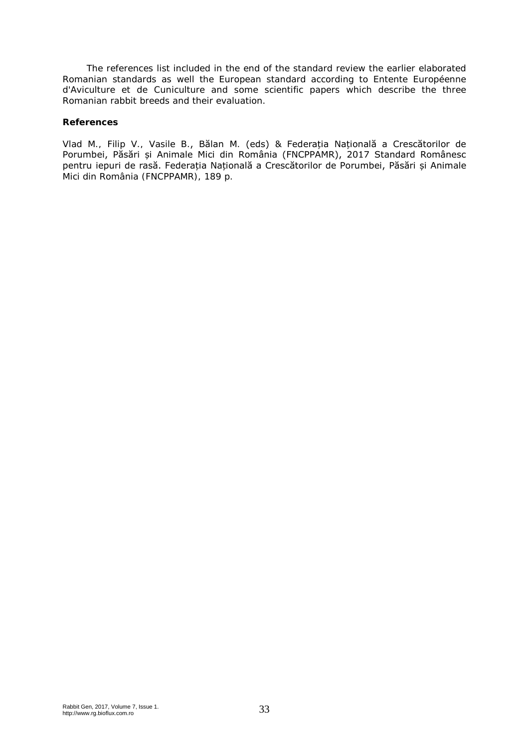The references list included in the end of the standard review the earlier elaborated Romanian standards as well the European standard according to Entente Européenne d'Aviculture et de Cuniculture and some scientific papers which describe the three Romanian rabbit breeds and their evaluation.

**References**

Vlad M., Filip V., Vasile B., Bălan M. (eds) & Federația Națională a Crescătorilor de Porumbei, Păsări și Animale Mici din România (FNCPPAMR), 2017 Standard Românesc pentru iepuri de rasă. Federația Națională a Crescătorilor de Porumbei, Păsări și Animale Mici din România (FNCPPAMR), 189 p.